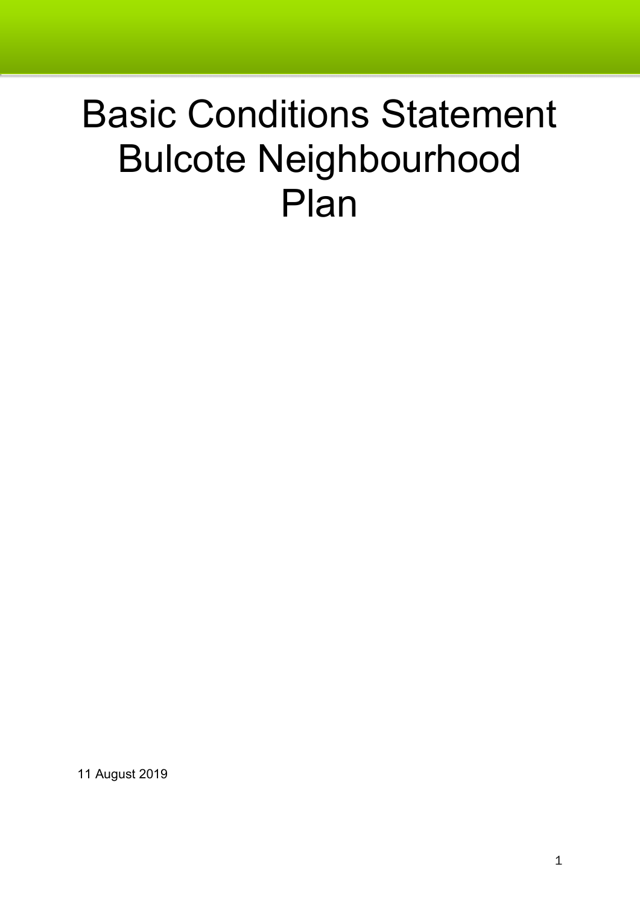# Basic Conditions Statement Bulcote Neighbourhood Plan

11 August 2019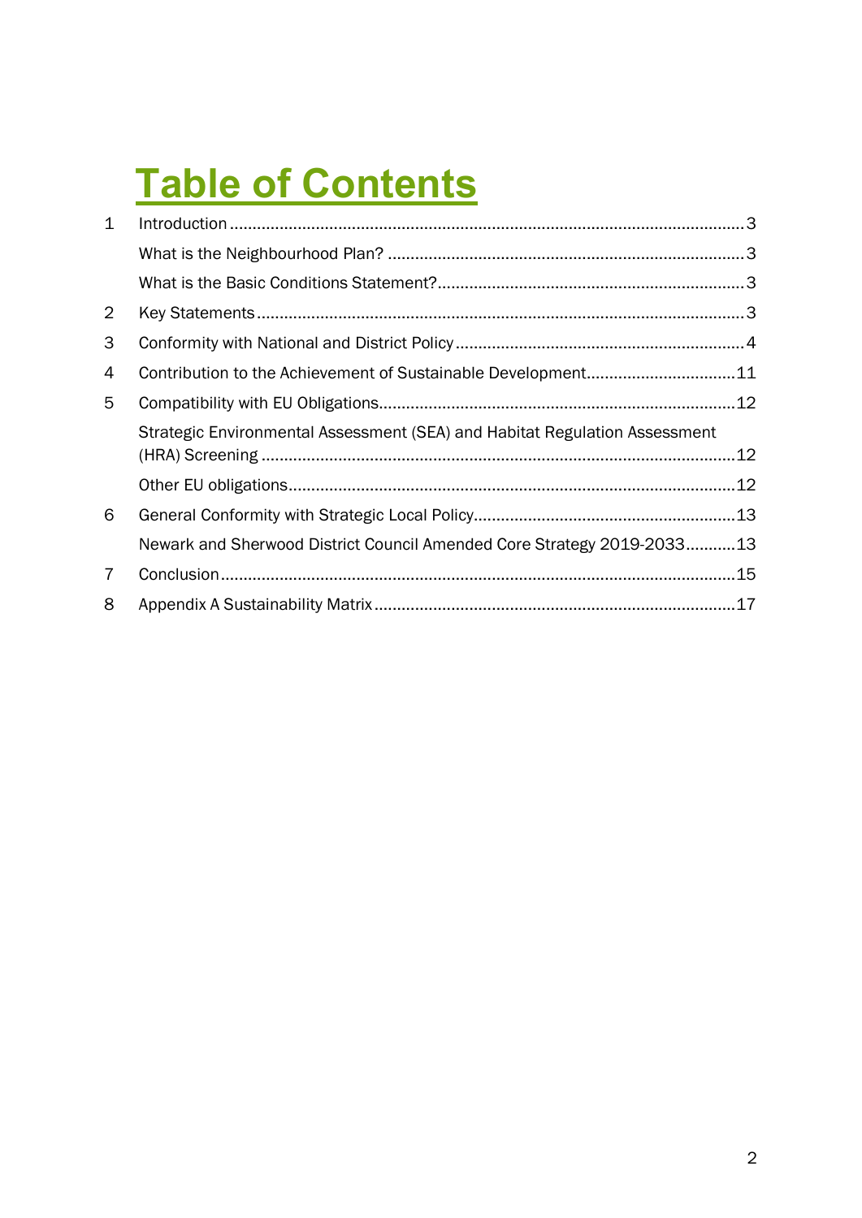# Table of Contents

| | | |
|---|---|---|
| 1 | Introduction | 3 |
| | What is the Neighbourhood Plan? | 3 |
| | What is the Basic Conditions Statement? | 3 |
| 2 | Key Statements | 3 |
| 3 | Conformity with National and District Policy | 4 |
| 4 | Contribution to the Achievement of Sustainable Development | 11 |
| 5 | Compatibility with EU Obligations | 12 |
| | Strategic Environmental Assessment (SEA) and Habitat Regulation Assessment (HRA) Screening | 12 |
| | Other EU obligations | 12 |
| 6 | General Conformity with Strategic Local Policy | 13 |
| | Newark and Sherwood District Council Amended Core Strategy 2019-2033 | 13 |
| 7 | Conclusion | 15 |
| 8 | Appendix A Sustainability Matrix | 17 |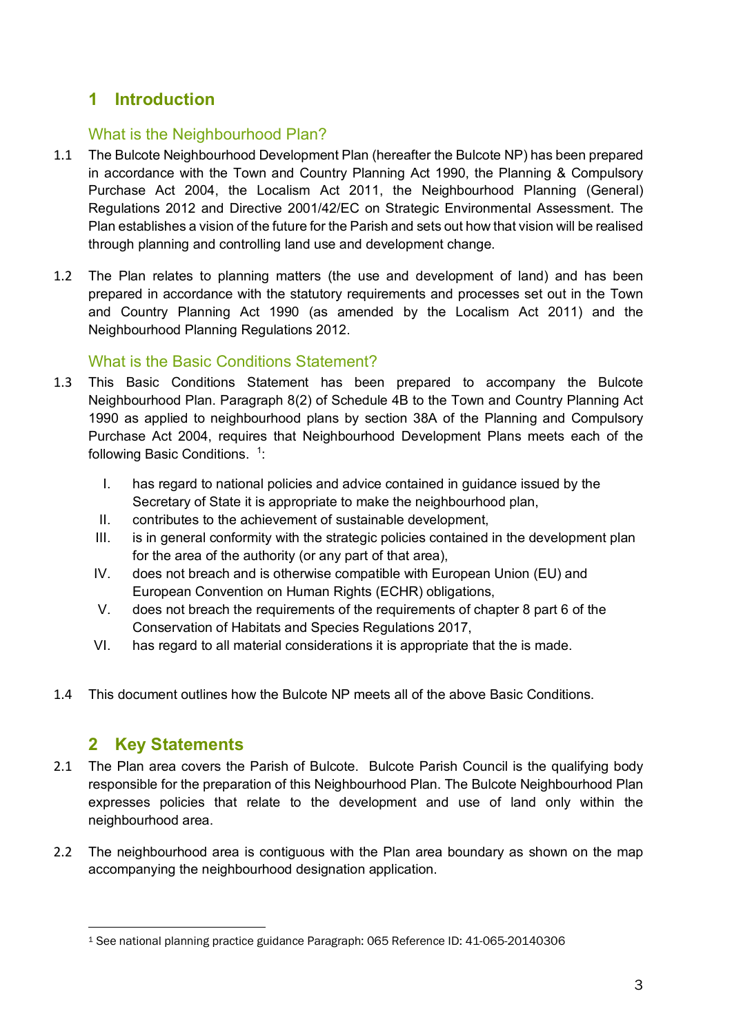# 1 Introduction

## What is the Neighbourhood Plan?

1.1 The Bulcote Neighbourhood Development Plan (hereafter the Bulcote NP) has been prepared in accordance with the Town and Country Planning Act 1990, the Planning & Compulsory Purchase Act 2004, the Localism Act 2011, the Neighbourhood Planning (General) Regulations 2012 and Directive 2001/42/EC on Strategic Environmental Assessment. The Plan establishes a vision of the future for the Parish and sets out how that vision will be realised through planning and controlling land use and development change.

1.2 The Plan relates to planning matters (the use and development of land) and has been prepared in accordance with the statutory requirements and processes set out in the Town and Country Planning Act 1990 (as amended by the Localism Act 2011) and the Neighbourhood Planning Regulations 2012.

## What is the Basic Conditions Statement?

1.3 This Basic Conditions Statement has been prepared to accompany the Bulcote Neighbourhood Plan. Paragraph 8(2) of Schedule 4B to the Town and Country Planning Act 1990 as applied to neighbourhood plans by section 38A of the Planning and Compulsory Purchase Act 2004, requires that Neighbourhood Development Plans meets each of the following Basic Conditions. [1]:

I. has regard to national policies and advice contained in guidance issued by the Secretary of State it is appropriate to make the neighbourhood plan,
II. contributes to the achievement of sustainable development,
III. is in general conformity with the strategic policies contained in the development plan for the area of the authority (or any part of that area),
IV. does not breach and is otherwise compatible with European Union (EU) and European Convention on Human Rights (ECHR) obligations,
V. does not breach the requirements of the requirements of chapter 8 part 6 of the Conservation of Habitats and Species Regulations 2017,
VI. has regard to all material considerations it is appropriate that the is made.

1.4 This document outlines how the Bulcote NP meets all of the above Basic Conditions.

# 2 Key Statements

2.1 The Plan area covers the Parish of Bulcote. Bulcote Parish Council is the qualifying body responsible for the preparation of this Neighbourhood Plan. The Bulcote Neighbourhood Plan expresses policies that relate to the development and use of land only within the neighbourhood area.

2.2 The neighbourhood area is contiguous with the Plan area boundary as shown on the map accompanying the neighbourhood designation application.

[1] See national planning practice guidance Paragraph: 065 Reference ID: 41-065-20140306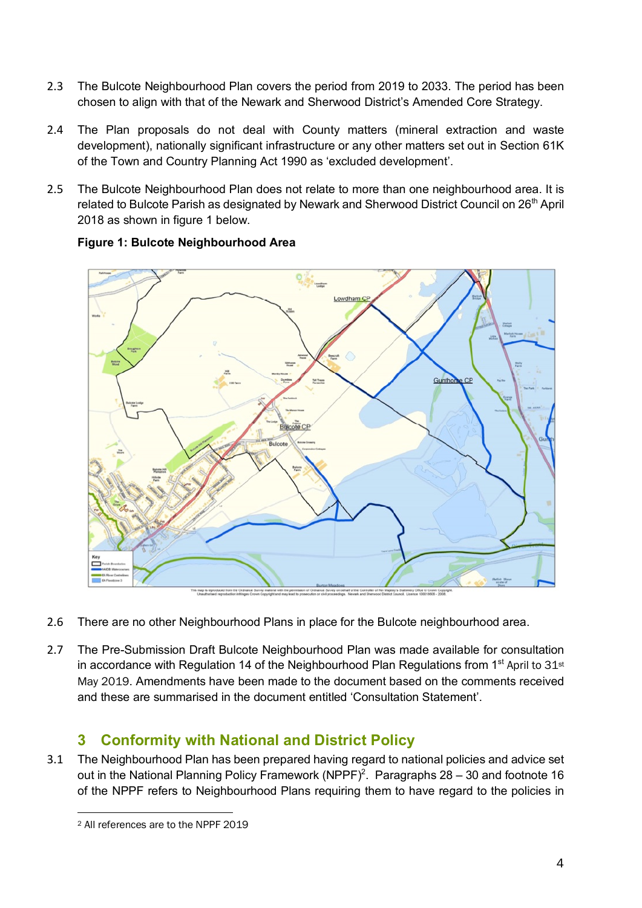2.3 The Bulcote Neighbourhood Plan covers the period from 2019 to 2033. The period has been chosen to align with that of the Newark and Sherwood District's Amended Core Strategy.

2.4 The Plan proposals do not deal with County matters (mineral extraction and waste development), nationally significant infrastructure or any other matters set out in Section 61K of the Town and Country Planning Act 1990 as 'excluded development'.

2.5 The Bulcote Neighbourhood Plan does not relate to more than one neighbourhood area. It is related to Bulcote Parish as designated by Newark and Sherwood District Council on 26th April 2018 as shown in figure 1 below.

**Figure 1: Bulcote Neighbourhood Area**

2.6 There are no other Neighbourhood Plans in place for the Bulcote neighbourhood area.

2.7 The Pre-Submission Draft Bulcote Neighbourhood Plan was made available for consultation in accordance with Regulation 14 of the Neighbourhood Plan Regulations from 1st April to 31st May 2019. Amendments have been made to the document based on the comments received and these are summarised in the document entitled 'Consultation Statement'.

## 3 Conformity with National and District Policy

3.1 The Neighbourhood Plan has been prepared having regard to national policies and advice set out in the National Planning Policy Framework (NPPF)[2]. Paragraphs 28 – 30 and footnote 16 of the NPPF refers to Neighbourhood Plans requiring them to have regard to the policies in

[2] All references are to the NPPF 2019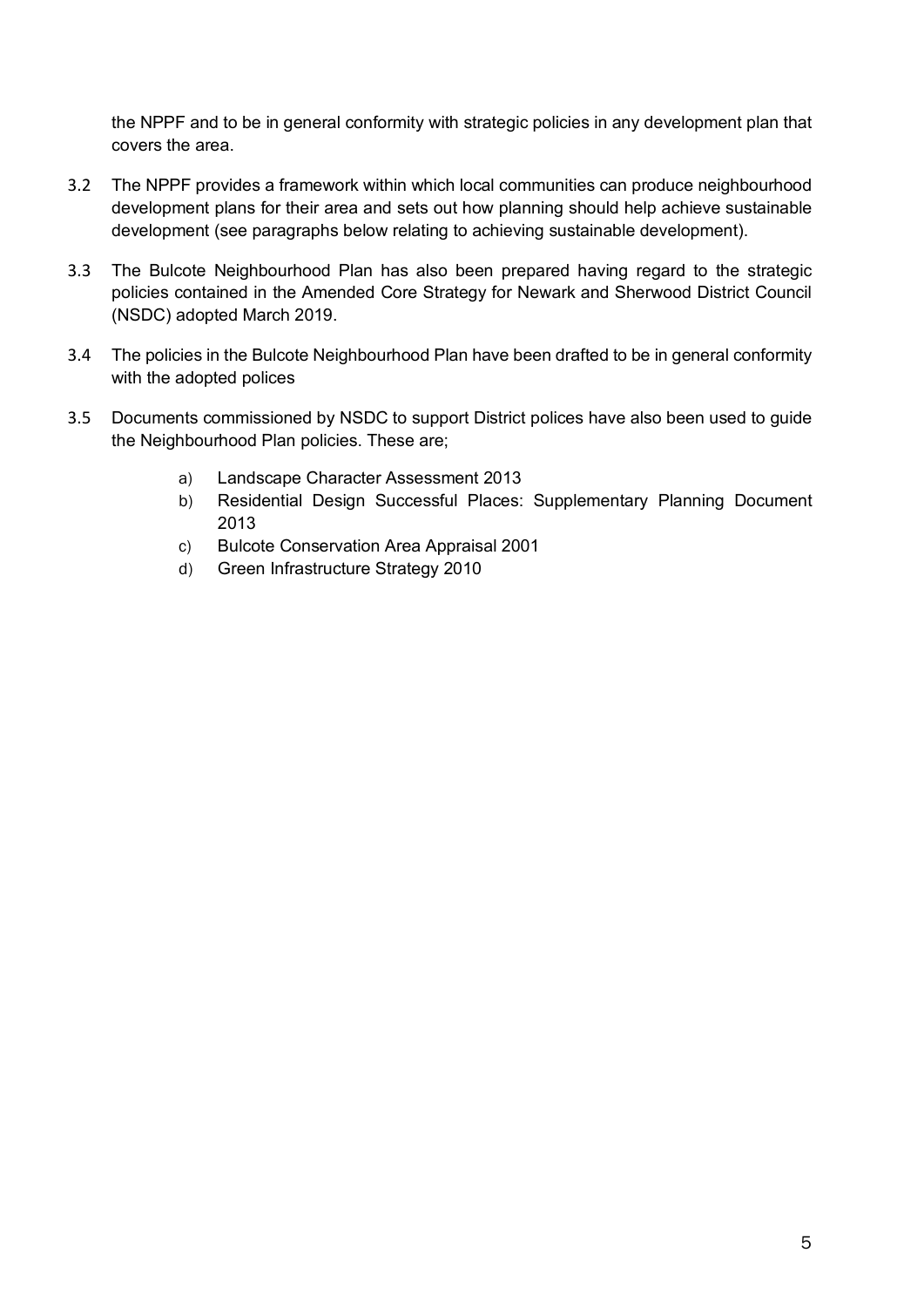the NPPF and to be in general conformity with strategic policies in any development plan that covers the area.

3.2 The NPPF provides a framework within which local communities can produce neighbourhood development plans for their area and sets out how planning should help achieve sustainable development (see paragraphs below relating to achieving sustainable development).

3.3 The Bulcote Neighbourhood Plan has also been prepared having regard to the strategic policies contained in the Amended Core Strategy for Newark and Sherwood District Council (NSDC) adopted March 2019.

3.4 The policies in the Bulcote Neighbourhood Plan have been drafted to be in general conformity with the adopted polices

3.5 Documents commissioned by NSDC to support District polices have also been used to guide the Neighbourhood Plan policies. These are;

a) Landscape Character Assessment 2013
b) Residential Design Successful Places: Supplementary Planning Document 2013
c) Bulcote Conservation Area Appraisal 2001
d) Green Infrastructure Strategy 2010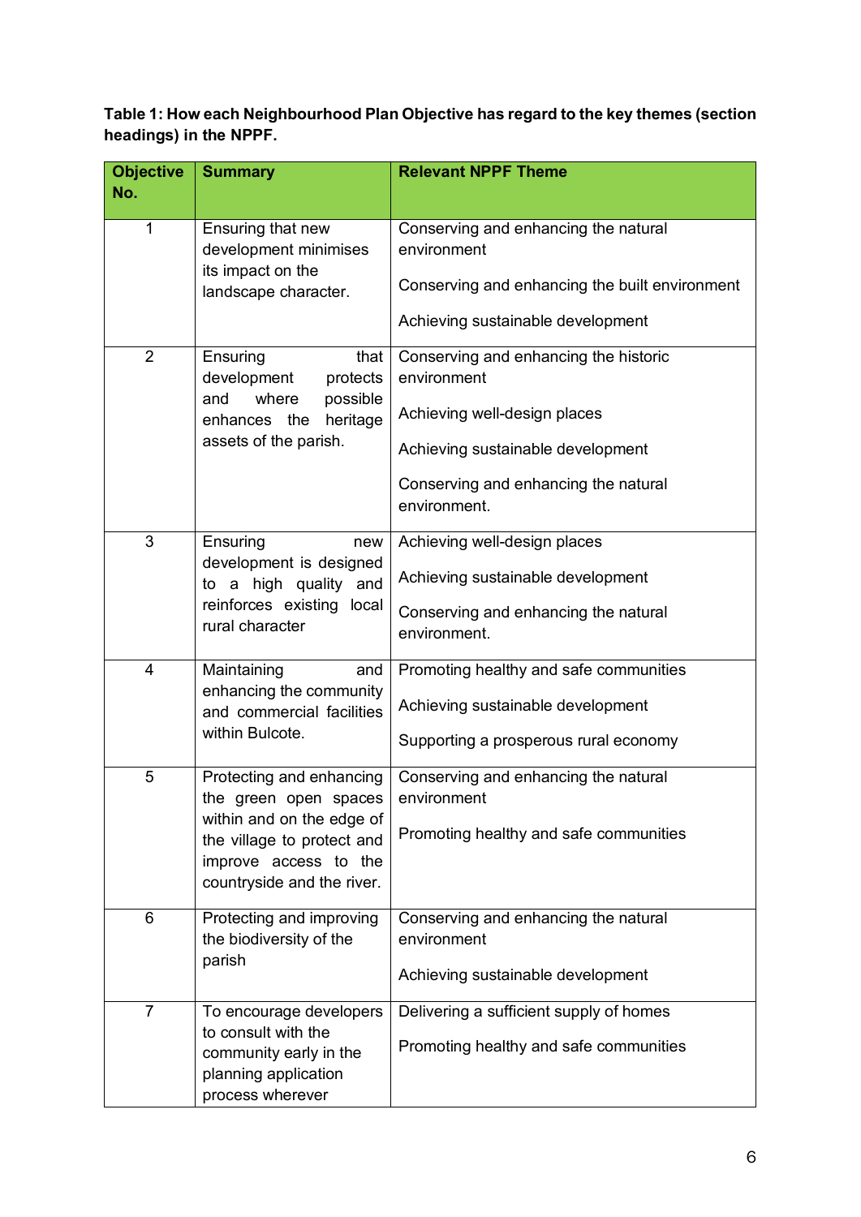**Table 1: How each Neighbourhood Plan Objective has regard to the key themes (section headings) in the NPPF.**

| Objective No. | Summary | Relevant NPPF Theme |
|---|---|---|
| 1 | Ensuring that new development minimises its impact on the landscape character. | Conserving and enhancing the natural environment<br><br>Conserving and enhancing the built environment<br><br>Achieving sustainable development |
| 2 | Ensuring that development protects and where possible enhances the heritage assets of the parish. | Conserving and enhancing the historic environment<br><br>Achieving well-design places<br><br>Achieving sustainable development<br><br>Conserving and enhancing the natural environment. |
| 3 | Ensuring new development is designed to a high quality and reinforces existing local rural character | Achieving well-design places<br><br>Achieving sustainable development<br><br>Conserving and enhancing the natural environment. |
| 4 | Maintaining and enhancing the community and commercial facilities within Bulcote. | Promoting healthy and safe communities<br><br>Achieving sustainable development<br><br>Supporting a prosperous rural economy |
| 5 | Protecting and enhancing the green open spaces within and on the edge of the village to protect and improve access to the countryside and the river. | Conserving and enhancing the natural environment<br><br>Promoting healthy and safe communities |
| 6 | Protecting and improving the biodiversity of the parish | Conserving and enhancing the natural environment<br><br>Achieving sustainable development |
| 7 | To encourage developers to consult with the community early in the planning application process wherever | Delivering a sufficient supply of homes<br><br>Promoting healthy and safe communities |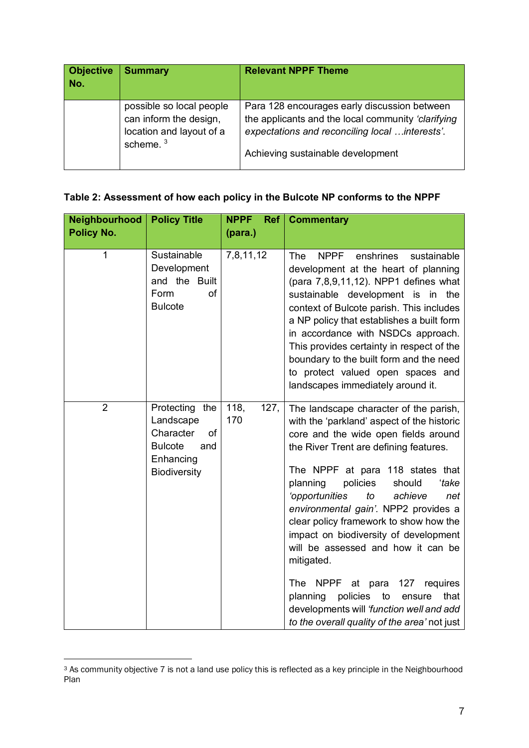| Objective No. | Summary | Relevant NPPF Theme |
|---|---|---|
| | possible so local people can inform the design, location and layout of a scheme. [3] | Para 128 encourages early discussion between the applicants and the local community *'clarifying expectations and reconciling local …interests'*.<br><br>Achieving sustainable development |

**Table 2: Assessment of how each policy in the Bulcote NP conforms to the NPPF**

| Neighbourhood Policy No. | Policy Title | NPPF Ref (para.) | Commentary |
|---|---|---|---|
| 1 | Sustainable Development and the Built Form of Bulcote | 7,8,11,12 | The NPPF enshrines sustainable development at the heart of planning (para 7,8,9,11,12). NPP1 defines what sustainable development is in the context of Bulcote parish. This includes a NP policy that establishes a built form in accordance with NSDCs approach. This provides certainty in respect of the boundary to the built form and the need to protect valued open spaces and landscapes immediately around it. |
| 2 | Protecting the Landscape Character of Bulcote and Enhancing Biodiversity | 118, 127, 170 | The landscape character of the parish, with the 'parkland' aspect of the historic core and the wide open fields around the River Trent are defining features.<br><br>The NPPF at para 118 states that planning policies should '*take 'opportunities to achieve net environmental gain'*. NPP2 provides a clear policy framework to show how the impact on biodiversity of development will be assessed and how it can be mitigated.<br><br>The NPPF at para 127 requires planning policies to ensure that developments will *'function well and add to the overall quality of the area'* not just |

[3] As community objective 7 is not a land use policy this is reflected as a key principle in the Neighbourhood Plan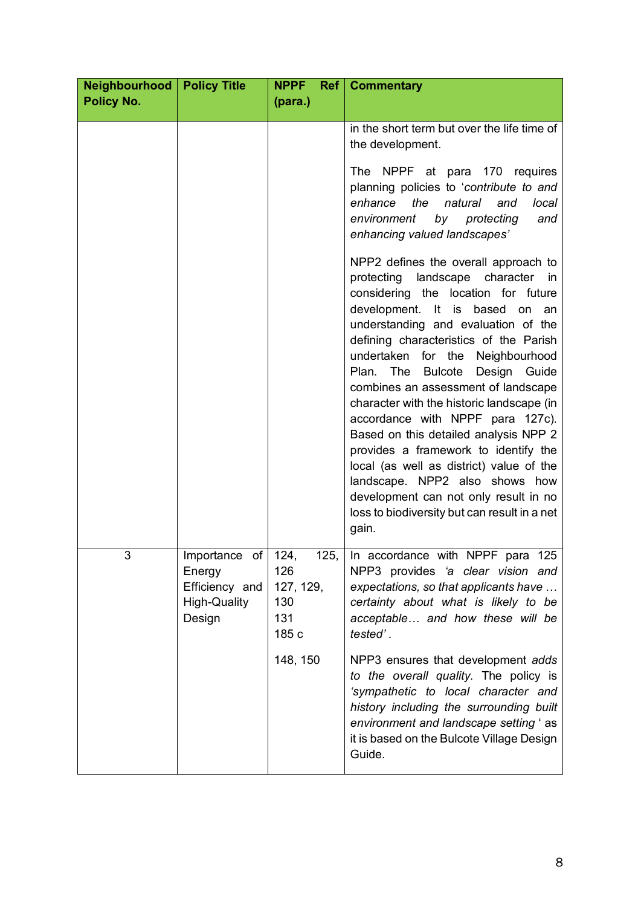| Neighbourhood Policy No. | Policy Title | NPPF Ref (para.) | Commentary |
|---|---|---|---|
| | | | in the short term but over the life time of the development.<br><br>The NPPF at para 170 requires planning policies to '*contribute to and enhance the natural and local environment by protecting and enhancing valued landscapes'*<br><br>NPP2 defines the overall approach to protecting landscape character in considering the location for future development. It is based on an understanding and evaluation of the defining characteristics of the Parish undertaken for the Neighbourhood Plan. The Bulcote Design Guide combines an assessment of landscape character with the historic landscape (in accordance with NPPF para 127c). Based on this detailed analysis NPP 2 provides a framework to identify the local (as well as district) value of the landscape. NPP2 also shows how development can not only result in no loss to biodiversity but can result in a net gain. |
| 3 | Importance of Energy Efficiency and High-Quality Design | 124, 125, 126<br>127, 129, 130<br>131<br>185 c<br><br>148, 150 | In accordance with NPPF para 125 NPP3 provides *'a clear vision and expectations, so that applicants have … certainty about what is likely to be acceptable… and how these will be tested'*.<br><br>NPP3 ensures that development *adds to the overall quality*. The policy is *'sympathetic to local character and history including the surrounding built environment and landscape setting '* as it is based on the Bulcote Village Design Guide. |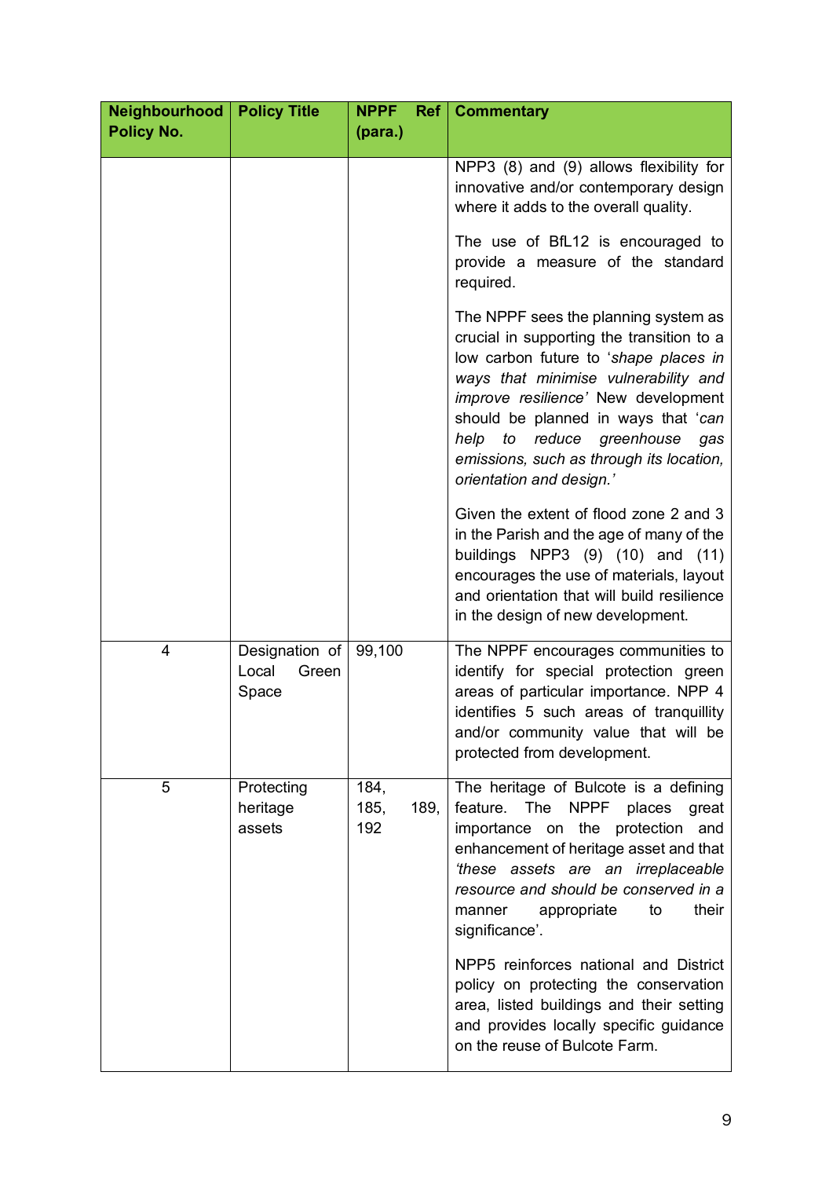| Neighbourhood Policy No. | Policy Title | NPPF Ref (para.) | Commentary |
|---|---|---|---|
| | | | NPP3 (8) and (9) allows flexibility for innovative and/or contemporary design where it adds to the overall quality.<br><br>The use of BfL12 is encouraged to provide a measure of the standard required.<br><br>The NPPF sees the planning system as crucial in supporting the transition to a low carbon future to '*shape places in ways that minimise vulnerability and improve resilience'* New development should be planned in ways that '*can help to reduce greenhouse gas emissions, such as through its location, orientation and design.'*<br><br>Given the extent of flood zone 2 and 3 in the Parish and the age of many of the buildings NPP3 (9) (10) and (11) encourages the use of materials, layout and orientation that will build resilience in the design of new development. |
| 4 | Designation of Local Green Space | 99,100 | The NPPF encourages communities to identify for special protection green areas of particular importance. NPP 4 identifies 5 such areas of tranquillity and/or community value that will be protected from development. |
| 5 | Protecting heritage assets | 184, 185, 189, 192 | The heritage of Bulcote is a defining feature. The NPPF places great importance on the protection and enhancement of heritage asset and that *'these assets are an irreplaceable resource and should be conserved in a* manner appropriate to their significance'.<br><br>NPP5 reinforces national and District policy on protecting the conservation area, listed buildings and their setting and provides locally specific guidance on the reuse of Bulcote Farm. |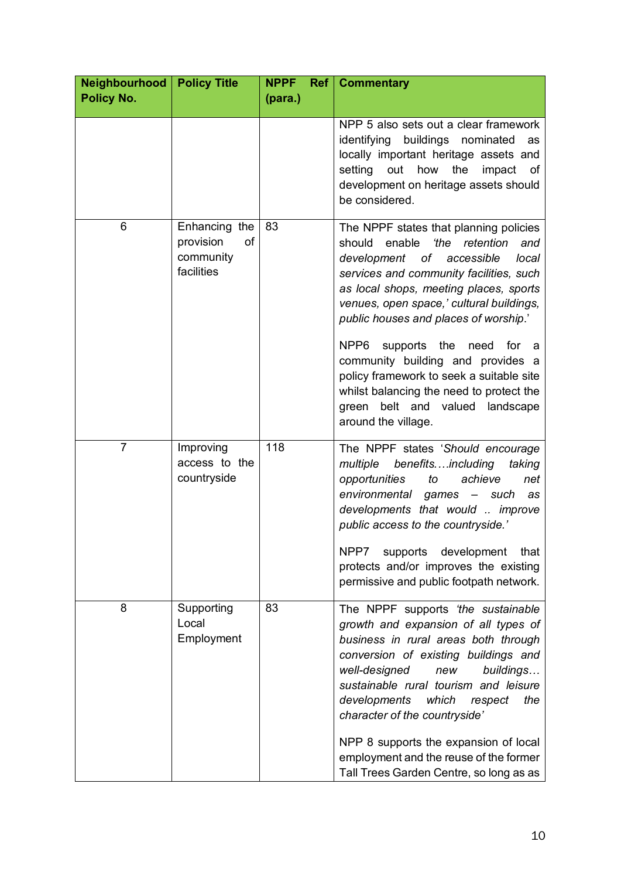| Neighbourhood Policy No. | Policy Title | NPPF Ref (para.) | Commentary |
|---|---|---|---|
| | | | NPP 5 also sets out a clear framework identifying buildings nominated as locally important heritage assets and setting out how the impact of development on heritage assets should be considered. |
| 6 | Enhancing the provision of community facilities | 83 | The NPPF states that planning policies should enable *'the retention and development of accessible local services and community facilities, such as local shops, meeting places, sports venues, open space,' cultural buildings, public houses and places of worship*.'<br><br>NPP6 supports the need for a community building and provides a policy framework to seek a suitable site whilst balancing the need to protect the green belt and valued landscape around the village. |
| 7 | Improving access to the countryside | 118 | The NPPF states '*Should encourage multiple benefits….including taking opportunities to achieve net environmental games – such as developments that would .. improve public access to the countryside.'*<br><br>NPP7 supports development that protects and/or improves the existing permissive and public footpath network. |
| 8 | Supporting Local Employment | 83 | The NPPF supports *'the sustainable growth and expansion of all types of business in rural areas both through conversion of existing buildings and well-designed new buildings… sustainable rural tourism and leisure developments which respect the character of the countryside'*<br><br>NPP 8 supports the expansion of local employment and the reuse of the former Tall Trees Garden Centre, so long as as |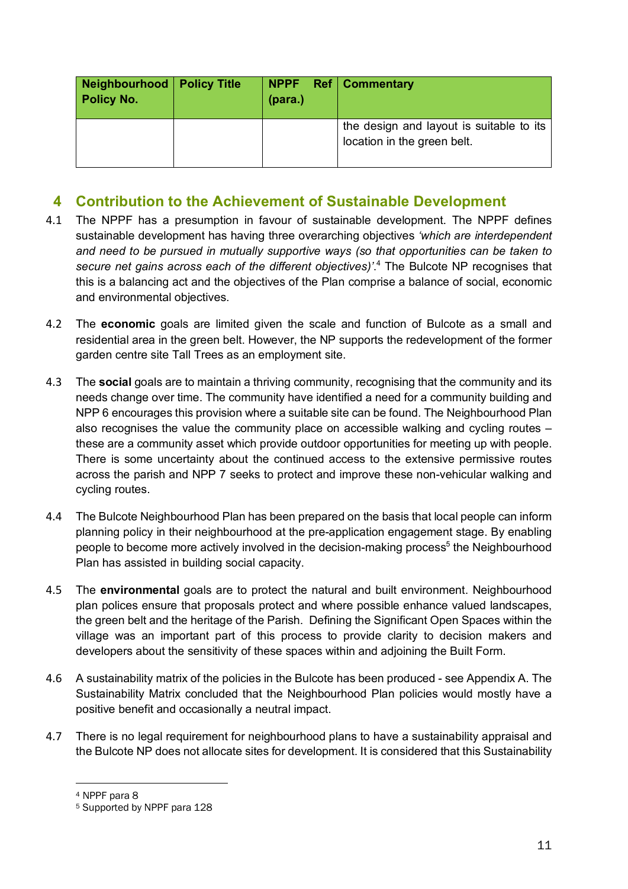| Neighbourhood Policy No. | Policy Title | NPPF Ref (para.) | Commentary |
|---|---|---|---|
| | | | the design and layout is suitable to its location in the green belt. |

## 4 Contribution to the Achievement of Sustainable Development

4.1 The NPPF has a presumption in favour of sustainable development. The NPPF defines sustainable development has having three overarching objectives *'which are interdependent and need to be pursued in mutually supportive ways (so that opportunities can be taken to secure net gains across each of the different objectives)'*.[4] The Bulcote NP recognises that this is a balancing act and the objectives of the Plan comprise a balance of social, economic and environmental objectives.

4.2 The **economic** goals are limited given the scale and function of Bulcote as a small and residential area in the green belt. However, the NP supports the redevelopment of the former garden centre site Tall Trees as an employment site.

4.3 The **social** goals are to maintain a thriving community, recognising that the community and its needs change over time. The community have identified a need for a community building and NPP 6 encourages this provision where a suitable site can be found. The Neighbourhood Plan also recognises the value the community place on accessible walking and cycling routes – these are a community asset which provide outdoor opportunities for meeting up with people. There is some uncertainty about the continued access to the extensive permissive routes across the parish and NPP 7 seeks to protect and improve these non-vehicular walking and cycling routes.

4.4 The Bulcote Neighbourhood Plan has been prepared on the basis that local people can inform planning policy in their neighbourhood at the pre-application engagement stage. By enabling people to become more actively involved in the decision-making process[5] the Neighbourhood Plan has assisted in building social capacity.

4.5 The **environmental** goals are to protect the natural and built environment. Neighbourhood plan polices ensure that proposals protect and where possible enhance valued landscapes, the green belt and the heritage of the Parish. Defining the Significant Open Spaces within the village was an important part of this process to provide clarity to decision makers and developers about the sensitivity of these spaces within and adjoining the Built Form.

4.6 A sustainability matrix of the policies in the Bulcote has been produced - see Appendix A. The Sustainability Matrix concluded that the Neighbourhood Plan policies would mostly have a positive benefit and occasionally a neutral impact.

4.7 There is no legal requirement for neighbourhood plans to have a sustainability appraisal and the Bulcote NP does not allocate sites for development. It is considered that this Sustainability

[4] NPPF para 8

[5] Supported by NPPF para 128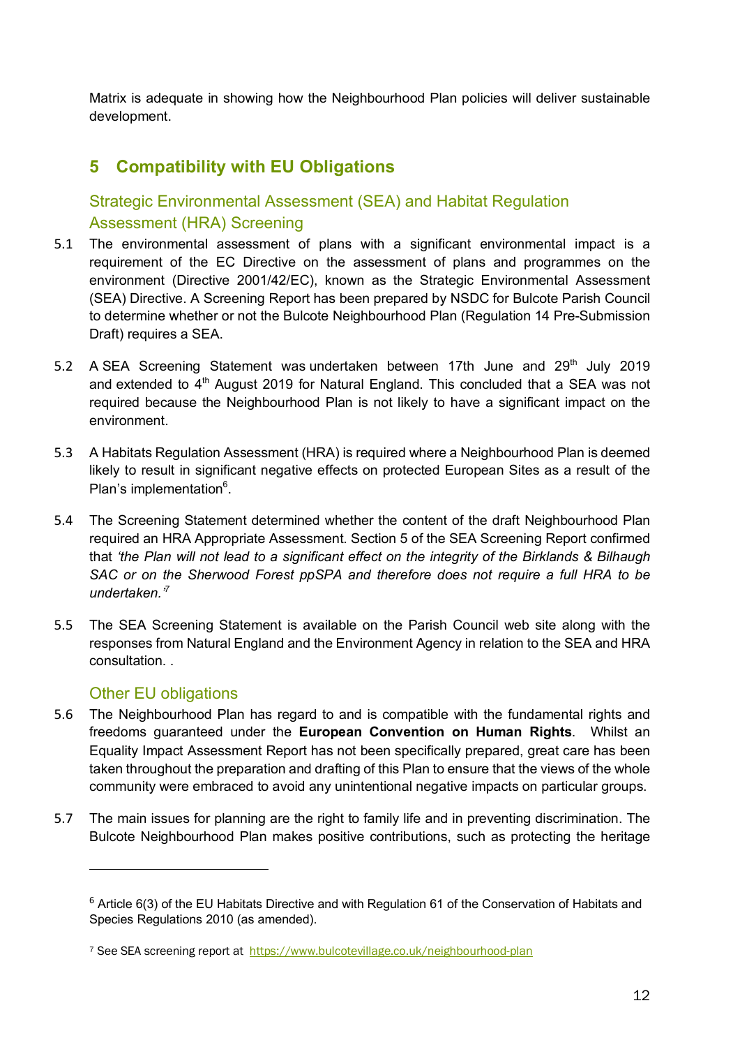Matrix is adequate in showing how the Neighbourhood Plan policies will deliver sustainable development.

## 5 Compatibility with EU Obligations

### Strategic Environmental Assessment (SEA) and Habitat Regulation Assessment (HRA) Screening

5.1 The environmental assessment of plans with a significant environmental impact is a requirement of the EC Directive on the assessment of plans and programmes on the environment (Directive 2001/42/EC), known as the Strategic Environmental Assessment (SEA) Directive. A Screening Report has been prepared by NSDC for Bulcote Parish Council to determine whether or not the Bulcote Neighbourhood Plan (Regulation 14 Pre-Submission Draft) requires a SEA.

5.2 A SEA Screening Statement was undertaken between 17th June and 29th July 2019 and extended to 4th August 2019 for Natural England. This concluded that a SEA was not required because the Neighbourhood Plan is not likely to have a significant impact on the environment.

5.3 A Habitats Regulation Assessment (HRA) is required where a Neighbourhood Plan is deemed likely to result in significant negative effects on protected European Sites as a result of the Plan's implementation[6].

5.4 The Screening Statement determined whether the content of the draft Neighbourhood Plan required an HRA Appropriate Assessment. Section 5 of the SEA Screening Report confirmed that *'the Plan will not lead to a significant effect on the integrity of the Birklands & Bilhaugh SAC or on the Sherwood Forest ppSPA and therefore does not require a full HRA to be undertaken.'*[7]

5.5 The SEA Screening Statement is available on the Parish Council web site along with the responses from Natural England and the Environment Agency in relation to the SEA and HRA consultation. .

### Other EU obligations

5.6 The Neighbourhood Plan has regard to and is compatible with the fundamental rights and freedoms guaranteed under the **European Convention on Human Rights**. Whilst an Equality Impact Assessment Report has not been specifically prepared, great care has been taken throughout the preparation and drafting of this Plan to ensure that the views of the whole community were embraced to avoid any unintentional negative impacts on particular groups.

5.7 The main issues for planning are the right to family life and in preventing discrimination. The Bulcote Neighbourhood Plan makes positive contributions, such as protecting the heritage

---

[6] Article 6(3) of the EU Habitats Directive and with Regulation 61 of the Conservation of Habitats and Species Regulations 2010 (as amended).

[7] See SEA screening report at https://www.bulcotevillage.co.uk/neighbourhood-plan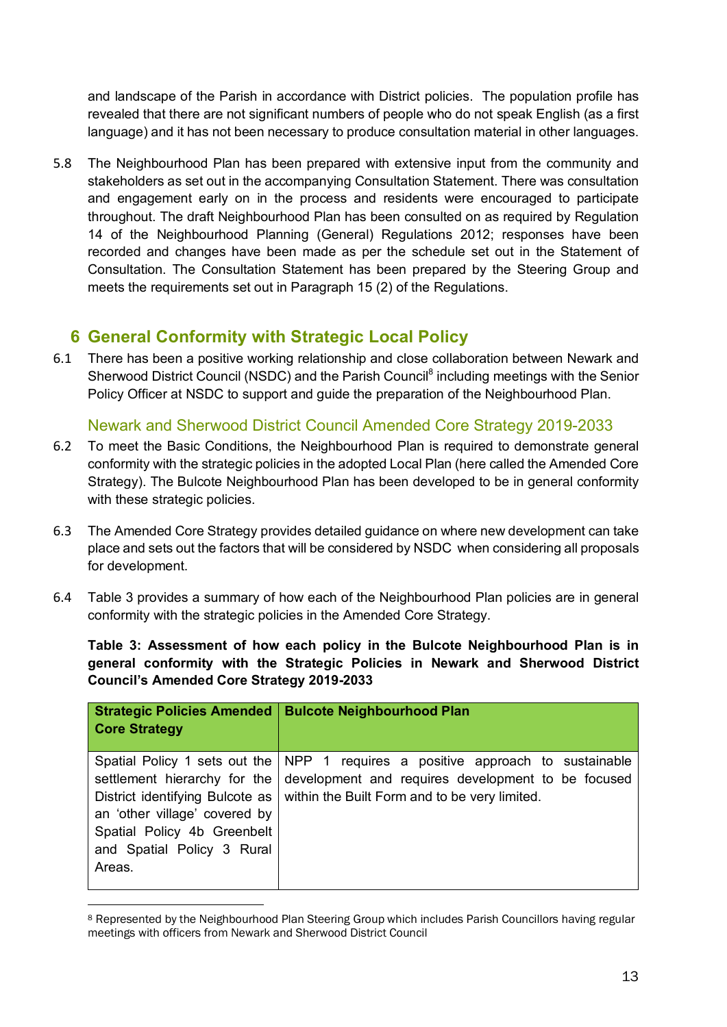and landscape of the Parish in accordance with District policies. The population profile has revealed that there are not significant numbers of people who do not speak English (as a first language) and it has not been necessary to produce consultation material in other languages.

5.8 The Neighbourhood Plan has been prepared with extensive input from the community and stakeholders as set out in the accompanying Consultation Statement. There was consultation and engagement early on in the process and residents were encouraged to participate throughout. The draft Neighbourhood Plan has been consulted on as required by Regulation 14 of the Neighbourhood Planning (General) Regulations 2012; responses have been recorded and changes have been made as per the schedule set out in the Statement of Consultation. The Consultation Statement has been prepared by the Steering Group and meets the requirements set out in Paragraph 15 (2) of the Regulations.

# 6 General Conformity with Strategic Local Policy

6.1 There has been a positive working relationship and close collaboration between Newark and Sherwood District Council (NSDC) and the Parish Council[8] including meetings with the Senior Policy Officer at NSDC to support and guide the preparation of the Neighbourhood Plan.

## Newark and Sherwood District Council Amended Core Strategy 2019-2033

6.2 To meet the Basic Conditions, the Neighbourhood Plan is required to demonstrate general conformity with the strategic policies in the adopted Local Plan (here called the Amended Core Strategy). The Bulcote Neighbourhood Plan has been developed to be in general conformity with these strategic policies.

6.3 The Amended Core Strategy provides detailed guidance on where new development can take place and sets out the factors that will be considered by NSDC when considering all proposals for development.

6.4 Table 3 provides a summary of how each of the Neighbourhood Plan policies are in general conformity with the strategic policies in the Amended Core Strategy.

**Table 3: Assessment of how each policy in the Bulcote Neighbourhood Plan is in general conformity with the Strategic Policies in Newark and Sherwood District Council's Amended Core Strategy 2019-2033**

| Strategic Policies Amended Core Strategy | Bulcote Neighbourhood Plan |
|---|---|
| Spatial Policy 1 sets out the settlement hierarchy for the District identifying Bulcote as an 'other village' covered by Spatial Policy 4b Greenbelt and Spatial Policy 3 Rural Areas. | NPP 1 requires a positive approach to sustainable development and requires development to be focused within the Built Form and to be very limited. |

[8] Represented by the Neighbourhood Plan Steering Group which includes Parish Councillors having regular meetings with officers from Newark and Sherwood District Council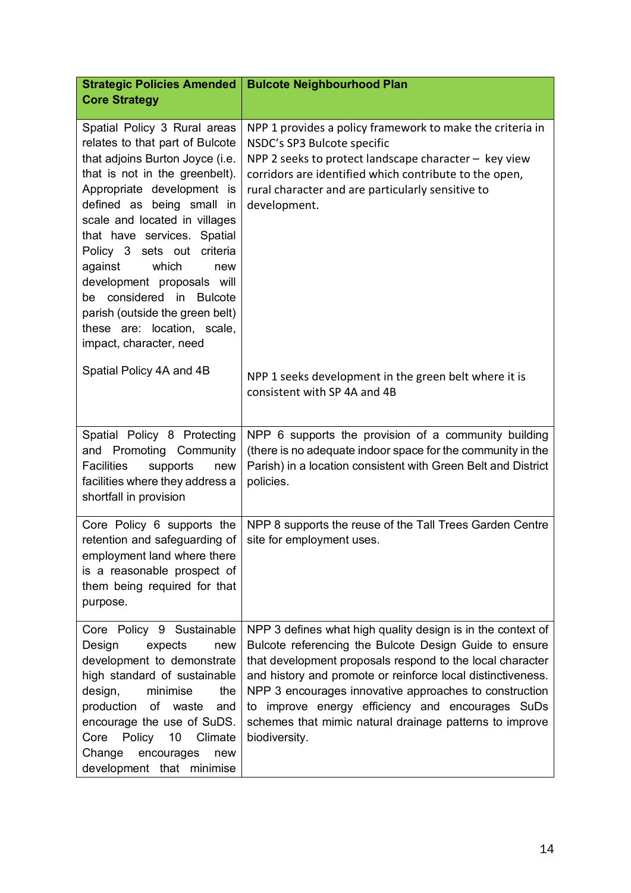| Strategic Policies Amended Core Strategy | Bulcote Neighbourhood Plan |
|---|---|
| Spatial Policy 3 Rural areas relates to that part of Bulcote that adjoins Burton Joyce (i.e. that is not in the greenbelt). Appropriate development is defined as being small in scale and located in villages that have services. Spatial Policy 3 sets out criteria against which new development proposals will be considered in Bulcote parish (outside the green belt) these are: location, scale, impact, character, need | NPP 1 provides a policy framework to make the criteria in NSDC's SP3 Bulcote specific<br>NPP 2 seeks to protect landscape character – key view corridors are identified which contribute to the open, rural character and are particularly sensitive to development. |
| Spatial Policy 4A and 4B | NPP 1 seeks development in the green belt where it is consistent with SP 4A and 4B |
| Spatial Policy 8 Protecting and Promoting Community Facilities supports new facilities where they address a shortfall in provision | NPP 6 supports the provision of a community building (there is no adequate indoor space for the community in the Parish) in a location consistent with Green Belt and District policies. |
| Core Policy 6 supports the retention and safeguarding of employment land where there is a reasonable prospect of them being required for that purpose. | NPP 8 supports the reuse of the Tall Trees Garden Centre site for employment uses. |
| Core Policy 9 Sustainable Design expects new development to demonstrate high standard of sustainable design, minimise the production of waste and encourage the use of SuDS. Core Policy 10 Climate Change encourages new development that minimise | NPP 3 defines what high quality design is in the context of Bulcote referencing the Bulcote Design Guide to ensure that development proposals respond to the local character and history and promote or reinforce local distinctiveness. NPP 3 encourages innovative approaches to construction to improve energy efficiency and encourages SuDs schemes that mimic natural drainage patterns to improve biodiversity. |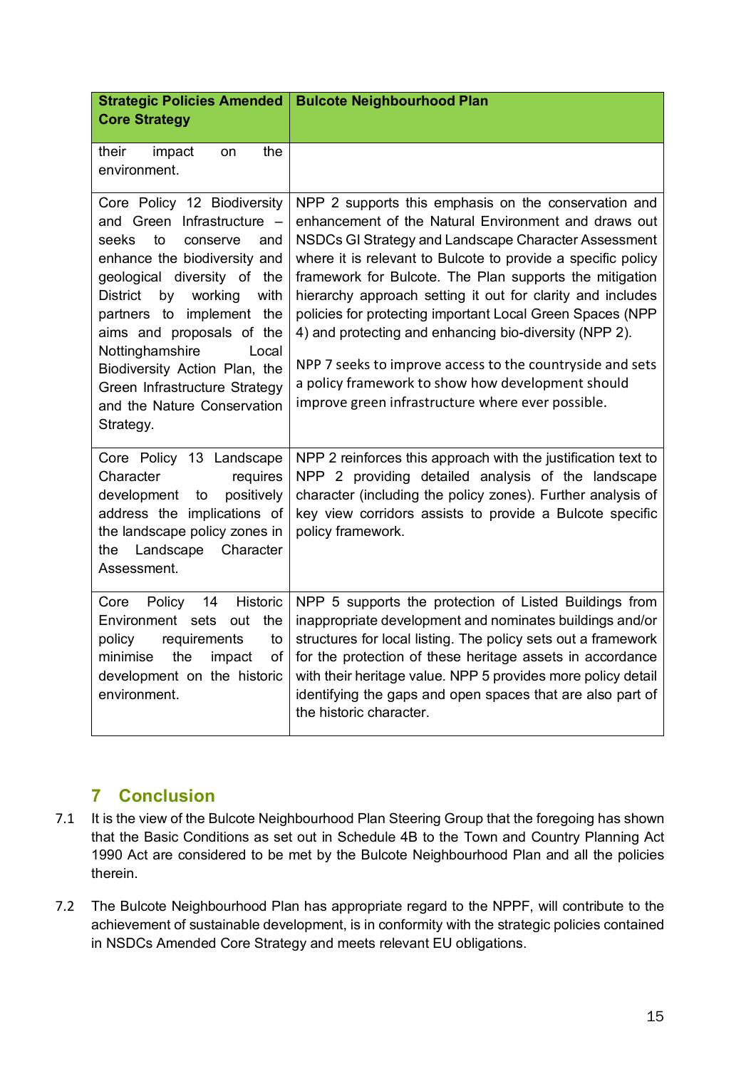| Strategic Policies Amended Core Strategy | Bulcote Neighbourhood Plan |
|---|---|
| their impact on the environment. | |
| Core Policy 12 Biodiversity and Green Infrastructure – seeks to conserve and enhance the biodiversity and geological diversity of the District by working with partners to implement the aims and proposals of the Nottinghamshire Local Biodiversity Action Plan, the Green Infrastructure Strategy and the Nature Conservation Strategy. | NPP 2 supports this emphasis on the conservation and enhancement of the Natural Environment and draws out NSDCs GI Strategy and Landscape Character Assessment where it is relevant to Bulcote to provide a specific policy framework for Bulcote. The Plan supports the mitigation hierarchy approach setting it out for clarity and includes policies for protecting important Local Green Spaces (NPP 4) and protecting and enhancing bio-diversity (NPP 2).<br><br>NPP 7 seeks to improve access to the countryside and sets a policy framework to show how development should improve green infrastructure where ever possible. |
| Core Policy 13 Landscape Character requires development to positively address the implications of the landscape policy zones in the Landscape Character Assessment. | NPP 2 reinforces this approach with the justification text to NPP 2 providing detailed analysis of the landscape character (including the policy zones). Further analysis of key view corridors assists to provide a Bulcote specific policy framework. |
| Core Policy 14 Historic Environment sets out the policy requirements to minimise the impact of development on the historic environment. | NPP 5 supports the protection of Listed Buildings from inappropriate development and nominates buildings and/or structures for local listing. The policy sets out a framework for the protection of these heritage assets in accordance with their heritage value. NPP 5 provides more policy detail identifying the gaps and open spaces that are also part of the historic character. |

## 7 Conclusion

7.1 It is the view of the Bulcote Neighbourhood Plan Steering Group that the foregoing has shown that the Basic Conditions as set out in Schedule 4B to the Town and Country Planning Act 1990 Act are considered to be met by the Bulcote Neighbourhood Plan and all the policies therein.

7.2 The Bulcote Neighbourhood Plan has appropriate regard to the NPPF, will contribute to the achievement of sustainable development, is in conformity with the strategic policies contained in NSDCs Amended Core Strategy and meets relevant EU obligations.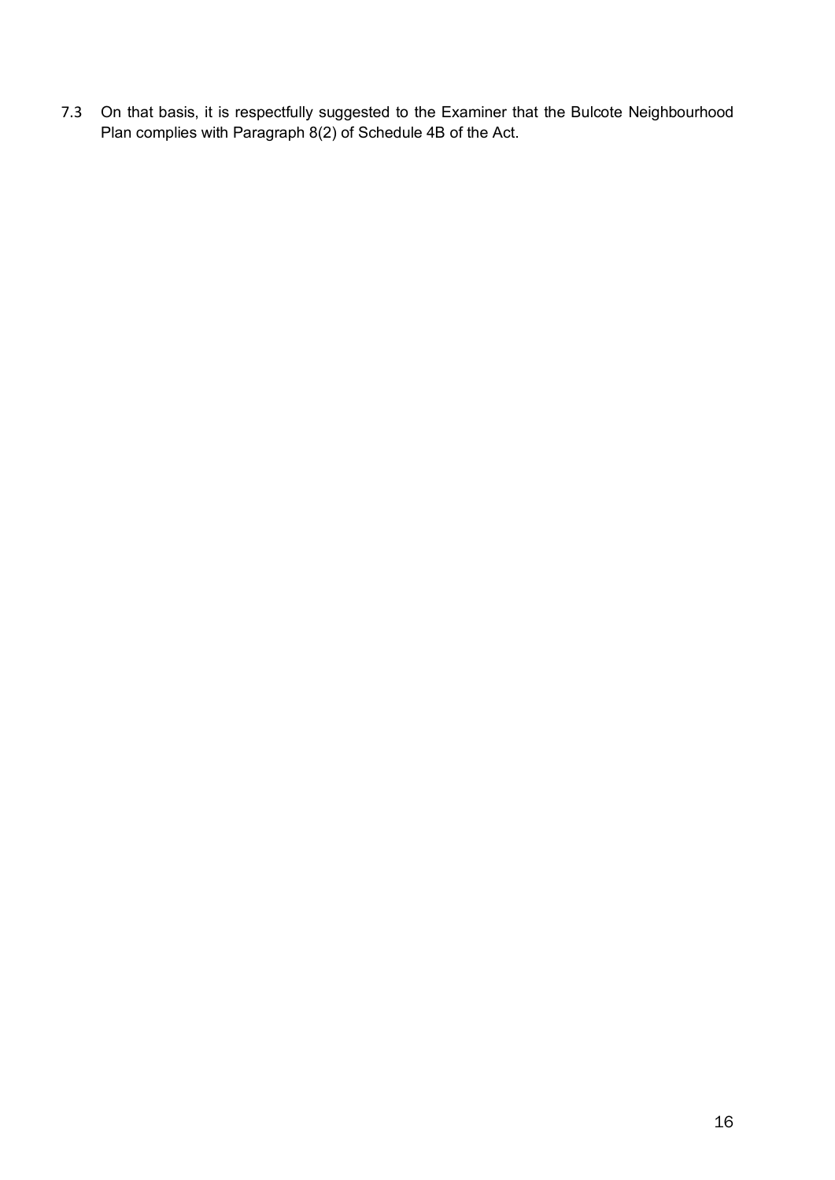7.3 On that basis, it is respectfully suggested to the Examiner that the Bulcote Neighbourhood Plan complies with Paragraph 8(2) of Schedule 4B of the Act.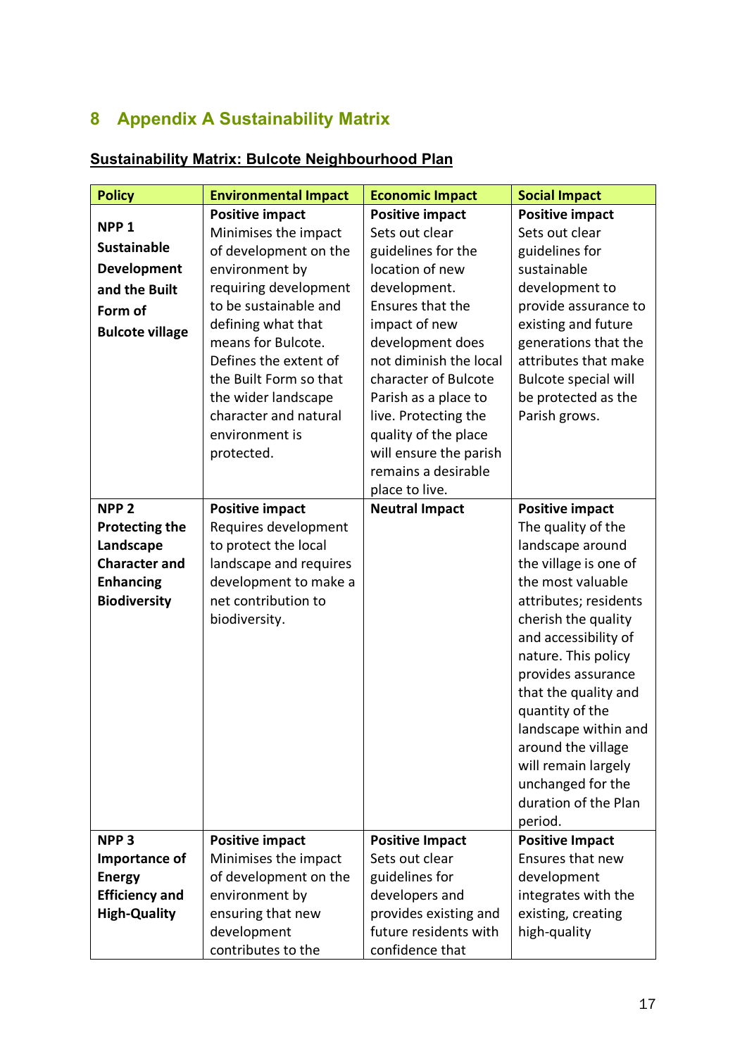## 8 Appendix A Sustainability Matrix

**Sustainability Matrix: Bulcote Neighbourhood Plan**

| Policy | Environmental Impact | Economic Impact | Social Impact |
|---|---|---|---|
| **NPP 1 Sustainable Development and the Built Form of Bulcote village** | **Positive impact** Minimises the impact of development on the environment by requiring development to be sustainable and defining what that means for Bulcote. Defines the extent of the Built Form so that the wider landscape character and natural environment is protected. | **Positive impact** Sets out clear guidelines for the location of new development. Ensures that the impact of new development does not diminish the local character of Bulcote Parish as a place to live. Protecting the quality of the place will ensure the parish remains a desirable place to live. | **Positive impact** Sets out clear guidelines for sustainable development to provide assurance to existing and future generations that the attributes that make Bulcote special will be protected as the Parish grows. |
| **NPP 2 Protecting the Landscape Character and Enhancing Biodiversity** | **Positive impact** Requires development to protect the local landscape and requires development to make a net contribution to biodiversity. | **Neutral Impact** | **Positive impact** The quality of the landscape around the village is one of the most valuable attributes; residents cherish the quality and accessibility of nature. This policy provides assurance that the quality and quantity of the landscape within and around the village will remain largely unchanged for the duration of the Plan period. |
| **NPP 3 Importance of Energy Efficiency and High-Quality** | **Positive impact** Minimises the impact of development on the environment by ensuring that new development contributes to the | **Positive Impact** Sets out clear guidelines for developers and provides existing and future residents with confidence that | **Positive Impact** Ensures that new development integrates with the existing, creating high-quality |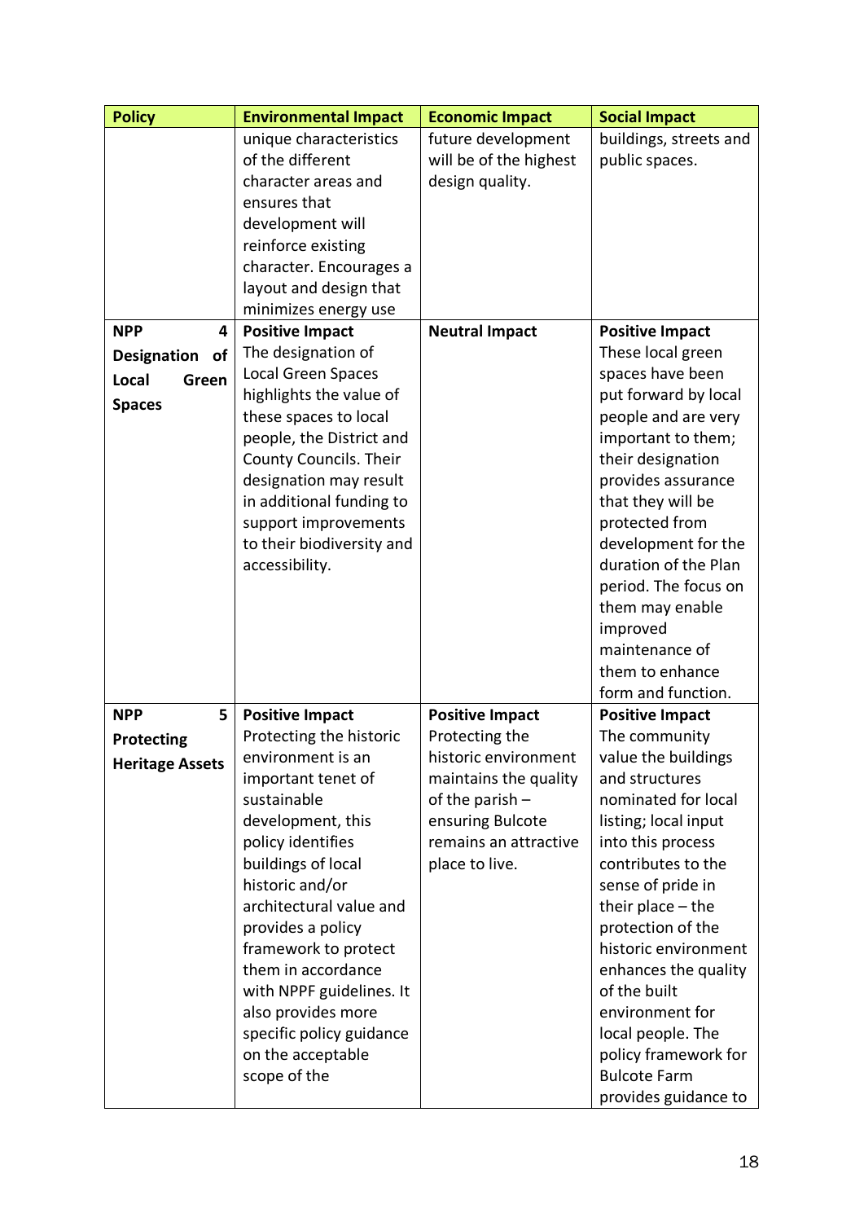| Policy | Environmental Impact | Economic Impact | Social Impact |
|---|---|---|---|
| | unique characteristics of the different character areas and ensures that development will reinforce existing character. Encourages a layout and design that minimizes energy use | future development will be of the highest design quality. | buildings, streets and public spaces. |
| **NPP 4 Designation of Local Green Spaces** | **Positive Impact** The designation of Local Green Spaces highlights the value of these spaces to local people, the District and County Councils. Their designation may result in additional funding to support improvements to their biodiversity and accessibility. | **Neutral Impact** | **Positive Impact** These local green spaces have been put forward by local people and are very important to them; their designation provides assurance that they will be protected from development for the duration of the Plan period. The focus on them may enable improved maintenance of them to enhance form and function. |
| **NPP 5 Protecting Heritage Assets** | **Positive Impact** Protecting the historic environment is an important tenet of sustainable development, this policy identifies buildings of local historic and/or architectural value and provides a policy framework to protect them in accordance with NPPF guidelines. It also provides more specific policy guidance on the acceptable scope of the | **Positive Impact** Protecting the historic environment maintains the quality of the parish – ensuring Bulcote remains an attractive place to live. | **Positive Impact** The community value the buildings and structures nominated for local listing; local input into this process contributes to the sense of pride in their place – the protection of the historic environment enhances the quality of the built environment for local people. The policy framework for Bulcote Farm provides guidance to |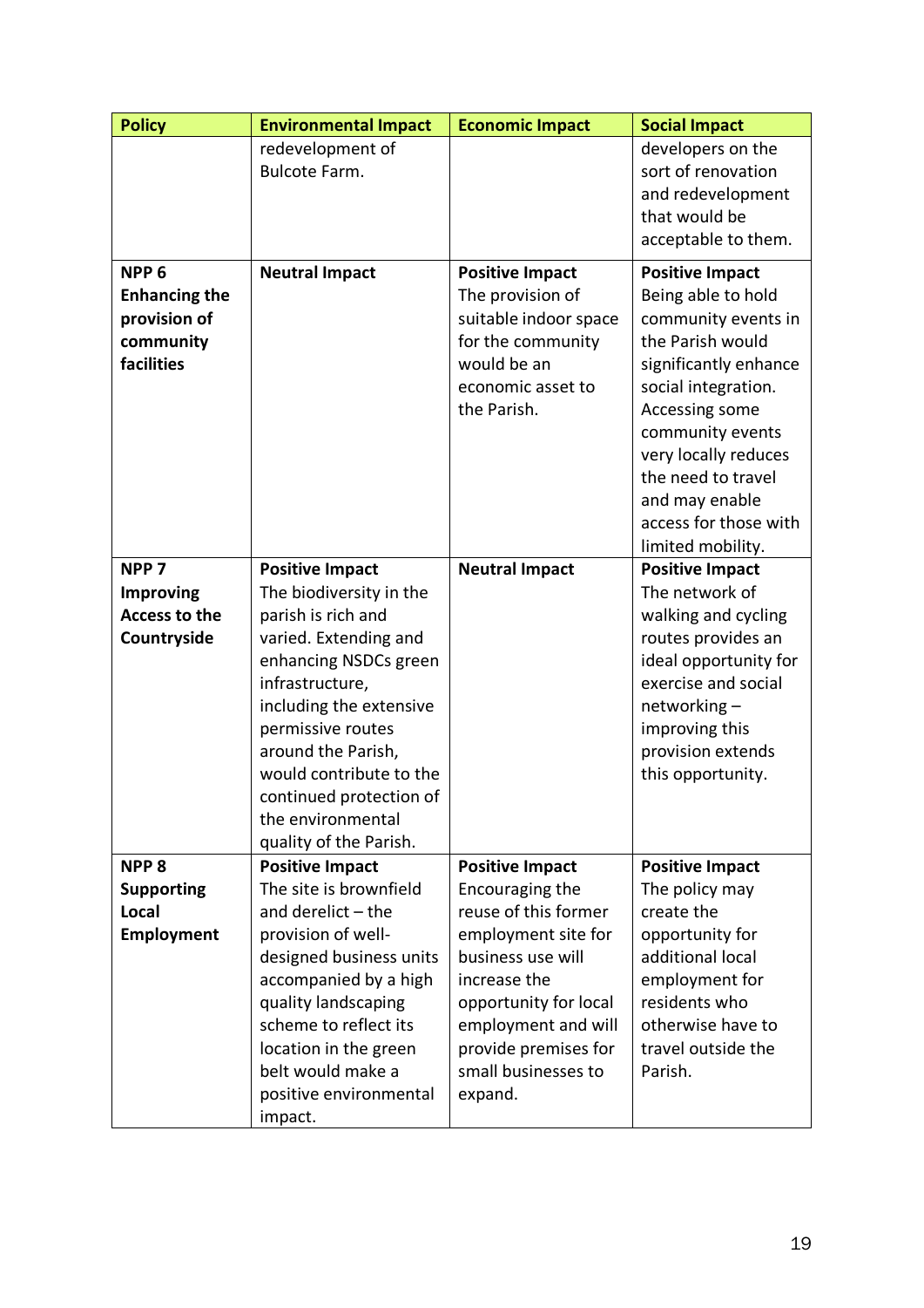| Policy | Environmental Impact | Economic Impact | Social Impact |
|---|---|---|---|
| | redevelopment of Bulcote Farm. | | developers on the sort of renovation and redevelopment that would be acceptable to them. |
| **NPP 6 Enhancing the provision of community facilities** | **Neutral Impact** | **Positive Impact** The provision of suitable indoor space for the community would be an economic asset to the Parish. | **Positive Impact** Being able to hold community events in the Parish would significantly enhance social integration. Accessing some community events very locally reduces the need to travel and may enable access for those with limited mobility. |
| **NPP 7 Improving Access to the Countryside** | **Positive Impact** The biodiversity in the parish is rich and varied. Extending and enhancing NSDCs green infrastructure, including the extensive permissive routes around the Parish, would contribute to the continued protection of the environmental quality of the Parish. | **Neutral Impact** | **Positive Impact** The network of walking and cycling routes provides an ideal opportunity for exercise and social networking – improving this provision extends this opportunity. |
| **NPP 8 Supporting Local Employment** | **Positive Impact** The site is brownfield and derelict – the provision of well-designed business units accompanied by a high quality landscaping scheme to reflect its location in the green belt would make a positive environmental impact. | **Positive Impact** Encouraging the reuse of this former employment site for business use will increase the opportunity for local employment and will provide premises for small businesses to expand. | **Positive Impact** The policy may create the opportunity for additional local employment for residents who otherwise have to travel outside the Parish. |